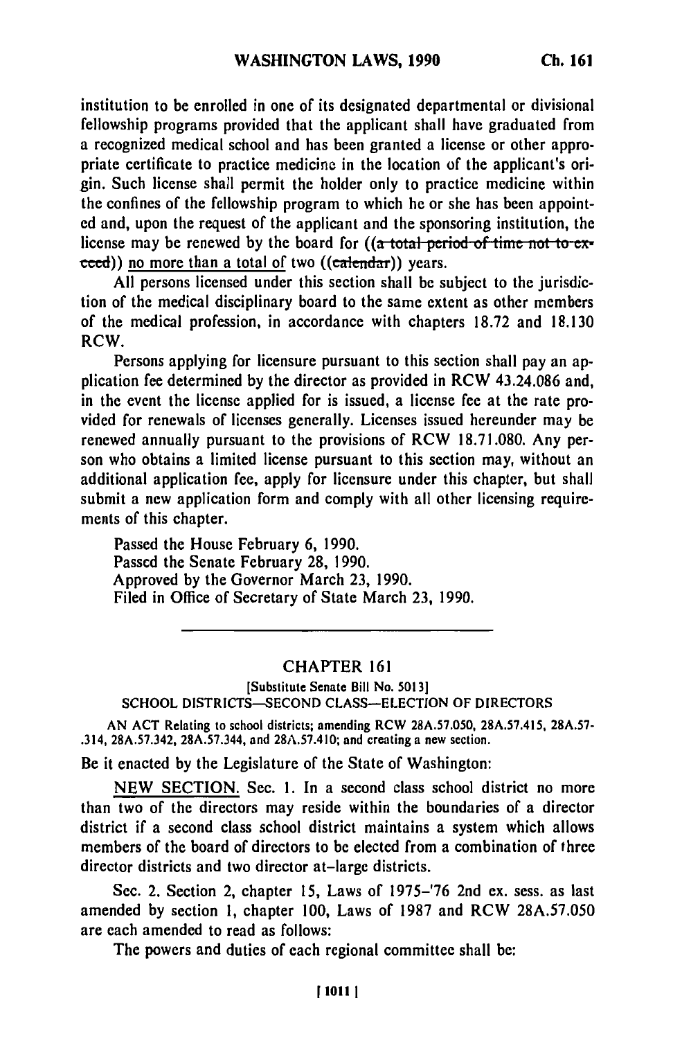institution to be enrolled in one of its designated departmental or divisional fellowship programs provided that the applicant shall have graduated from a recognized medical school and has been granted a license or other appropriate certificate to practice medicine in the location of the applicant's origin. Such license shall permit the holder only to practice medicine within the confines of the fellowship program to which he or she has been appointed and, upon the request of the applicant and the sponsoring institution, the license may be renewed by the board for ((~~a total period of time not to exceed~~)) no more than a total of two ((~~calendar~~)) years.

All persons licensed under this section shall be subject to the jurisdiction of the medical disciplinary board to the same extent as other members of the medical profession, in accordance with chapters 18.72 and 18.130 RCW.

Persons applying for licensure pursuant to this section shall pay an application fee determined by the director as provided in RCW 43.24.086 and, in the event the license applied for is issued, a license fee at the rate provided for renewals of licenses generally. Licenses issued hereunder may be renewed annually pursuant to the provisions of RCW 18.71.080. Any person who obtains a limited license pursuant to this section may, without an additional application fee, apply for licensure under this chapter, but shall submit a new application form and comply with all other licensing requirements of this chapter.

Passed the House February 6, 1990.
Passed the Senate February 28, 1990.
Approved by the Governor March 23, 1990.
Filed in Office of Secretary of State March 23, 1990.

---

## CHAPTER 161

[Substitute Senate Bill No. 5013]

SCHOOL DISTRICTS—SECOND CLASS—ELECTION OF DIRECTORS

AN ACT Relating to school districts; amending RCW 28A.57.050, 28A.57.415, 28A.57.314, 28A.57.342, 28A.57.344, and 28A.57.410; and creating a new section.

Be it enacted by the Legislature of the State of Washington:

NEW SECTION. Sec. 1. In a second class school district no more than two of the directors may reside within the boundaries of a director district if a second class school district maintains a system which allows members of the board of directors to be elected from a combination of three director districts and two director at-large districts.

Sec. 2. Section 2, chapter 15, Laws of 1975–'76 2nd ex. sess. as last amended by section 1, chapter 100, Laws of 1987 and RCW 28A.57.050 are each amended to read as follows:

The powers and duties of each regional committee shall be: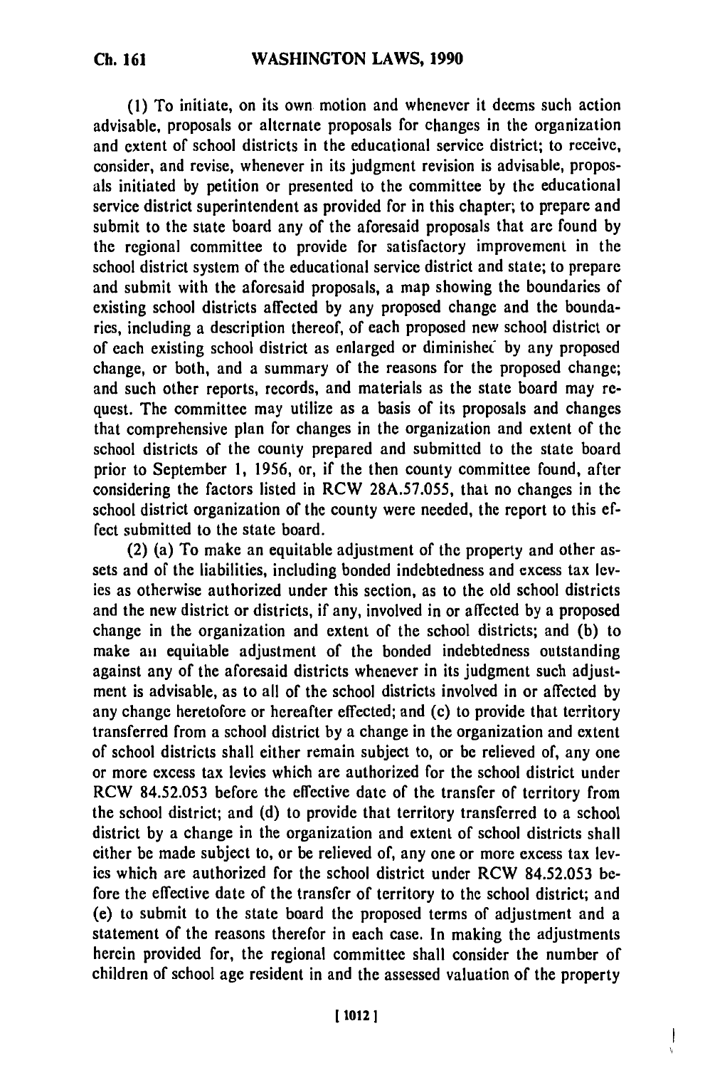(1) To initiate, on its own motion and whenever it deems such action advisable, proposals or alternate proposals for changes in the organization and extent of school districts in the educational service district; to receive, consider, and revise, whenever in its judgment revision is advisable, proposals initiated by petition or presented to the committee by the educational service district superintendent as provided for in this chapter; to prepare and submit to the state board any of the aforesaid proposals that are found by the regional committee to provide for satisfactory improvement in the school district system of the educational service district and state; to prepare and submit with the aforesaid proposals, a map showing the boundaries of existing school districts affected by any proposed change and the boundaries, including a description thereof, of each proposed new school district or of each existing school district as enlarged or diminished by any proposed change, or both, and a summary of the reasons for the proposed change; and such other reports, records, and materials as the state board may request. The committee may utilize as a basis of its proposals and changes that comprehensive plan for changes in the organization and extent of the school districts of the county prepared and submitted to the state board prior to September 1, 1956, or, if the then county committee found, after considering the factors listed in RCW 28A.57.055, that no changes in the school district organization of the county were needed, the report to this effect submitted to the state board.

(2) (a) To make an equitable adjustment of the property and other assets and of the liabilities, including bonded indebtedness and excess tax levies as otherwise authorized under this section, as to the old school districts and the new district or districts, if any, involved in or affected by a proposed change in the organization and extent of the school districts; and (b) to make an equitable adjustment of the bonded indebtedness outstanding against any of the aforesaid districts whenever in its judgment such adjustment is advisable, as to all of the school districts involved in or affected by any change heretofore or hereafter effected; and (c) to provide that territory transferred from a school district by a change in the organization and extent of school districts shall either remain subject to, or be relieved of, any one or more excess tax levies which are authorized for the school district under RCW 84.52.053 before the effective date of the transfer of territory from the school district; and (d) to provide that territory transferred to a school district by a change in the organization and extent of school districts shall either be made subject to, or be relieved of, any one or more excess tax levies which are authorized for the school district under RCW 84.52.053 before the effective date of the transfer of territory to the school district; and (e) to submit to the state board the proposed terms of adjustment and a statement of the reasons therefor in each case. In making the adjustments herein provided for, the regional committee shall consider the number of children of school age resident in and the assessed valuation of the property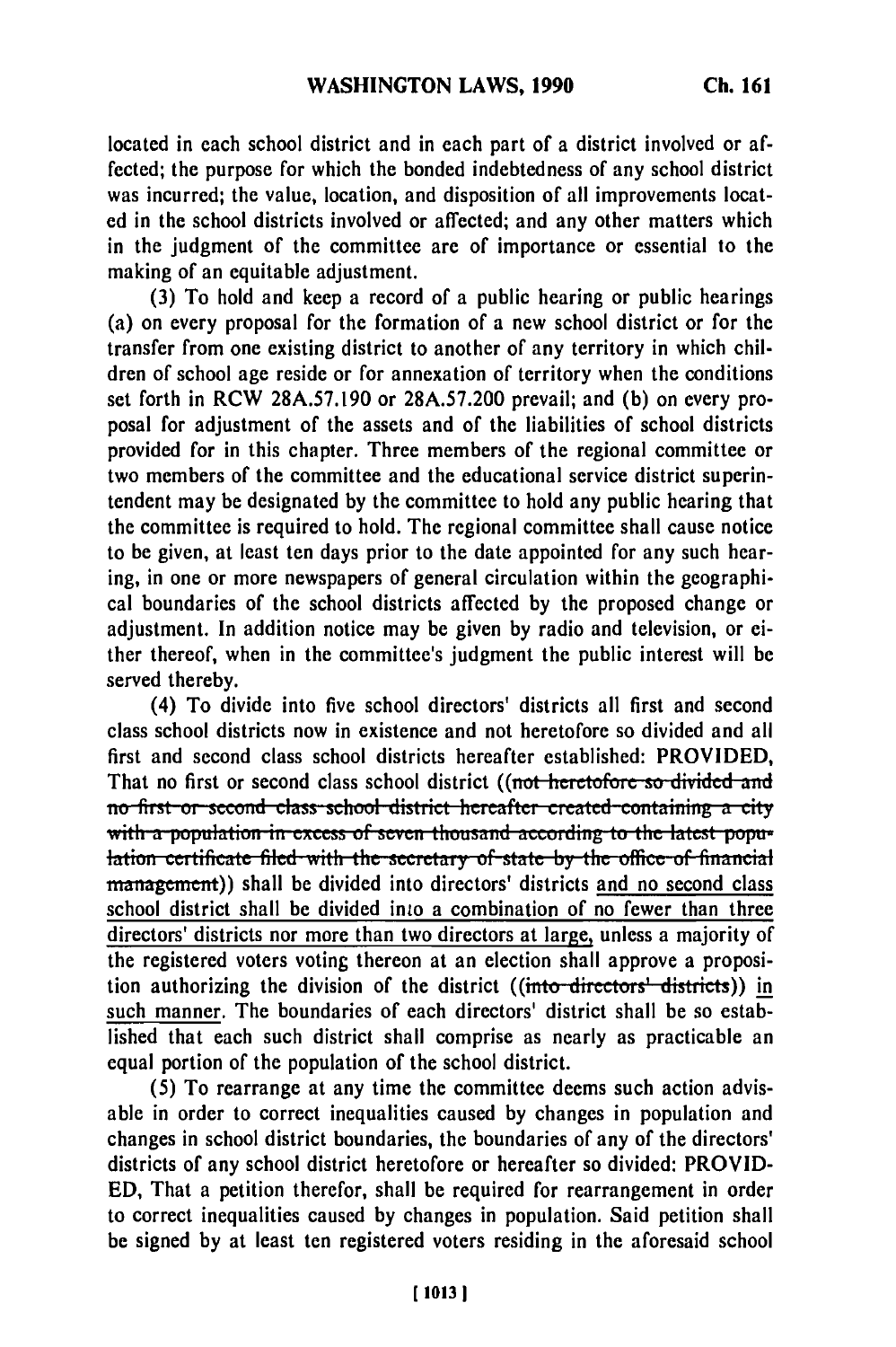located in each school district and in each part of a district involved or affected; the purpose for which the bonded indebtedness of any school district was incurred; the value, location, and disposition of all improvements located in the school districts involved or affected; and any other matters which in the judgment of the committee are of importance or essential to the making of an equitable adjustment.

(3) To hold and keep a record of a public hearing or public hearings (a) on every proposal for the formation of a new school district or for the transfer from one existing district to another of any territory in which children of school age reside or for annexation of territory when the conditions set forth in RCW 28A.57.190 or 28A.57.200 prevail; and (b) on every proposal for adjustment of the assets and of the liabilities of school districts provided for in this chapter. Three members of the regional committee or two members of the committee and the educational service district superintendent may be designated by the committee to hold any public hearing that the committee is required to hold. The regional committee shall cause notice to be given, at least ten days prior to the date appointed for any such hearing, in one or more newspapers of general circulation within the geographical boundaries of the school districts affected by the proposed change or adjustment. In addition notice may be given by radio and television, or either thereof, when in the committee's judgment the public interest will be served thereby.

(4) To divide into five school directors' districts all first and second class school districts now in existence and not heretofore so divided and all first and second class school districts hereafter established: PROVIDED, That no first or second class school district ((~~not heretofore so divided and no first or second class school district hereafter created containing a city with a population in excess of seven thousand according to the latest population certificate filed with the secretary of state by the office of financial management~~)) shall be divided into directors' districts <u>and no second class school district shall be divided into a combination of no fewer than three directors' districts nor more than two directors at large</u>, unless a majority of the registered voters voting thereon at an election shall approve a proposition authorizing the division of the district ((~~into directors' districts~~)) <u>in such manner</u>. The boundaries of each directors' district shall be so established that each such district shall comprise as nearly as practicable an equal portion of the population of the school district.

(5) To rearrange at any time the committee deems such action advisable in order to correct inequalities caused by changes in population and changes in school district boundaries, the boundaries of any of the directors' districts of any school district heretofore or hereafter so divided: PROVIDED, That a petition therefor, shall be required for rearrangement in order to correct inequalities caused by changes in population. Said petition shall be signed by at least ten registered voters residing in the aforesaid school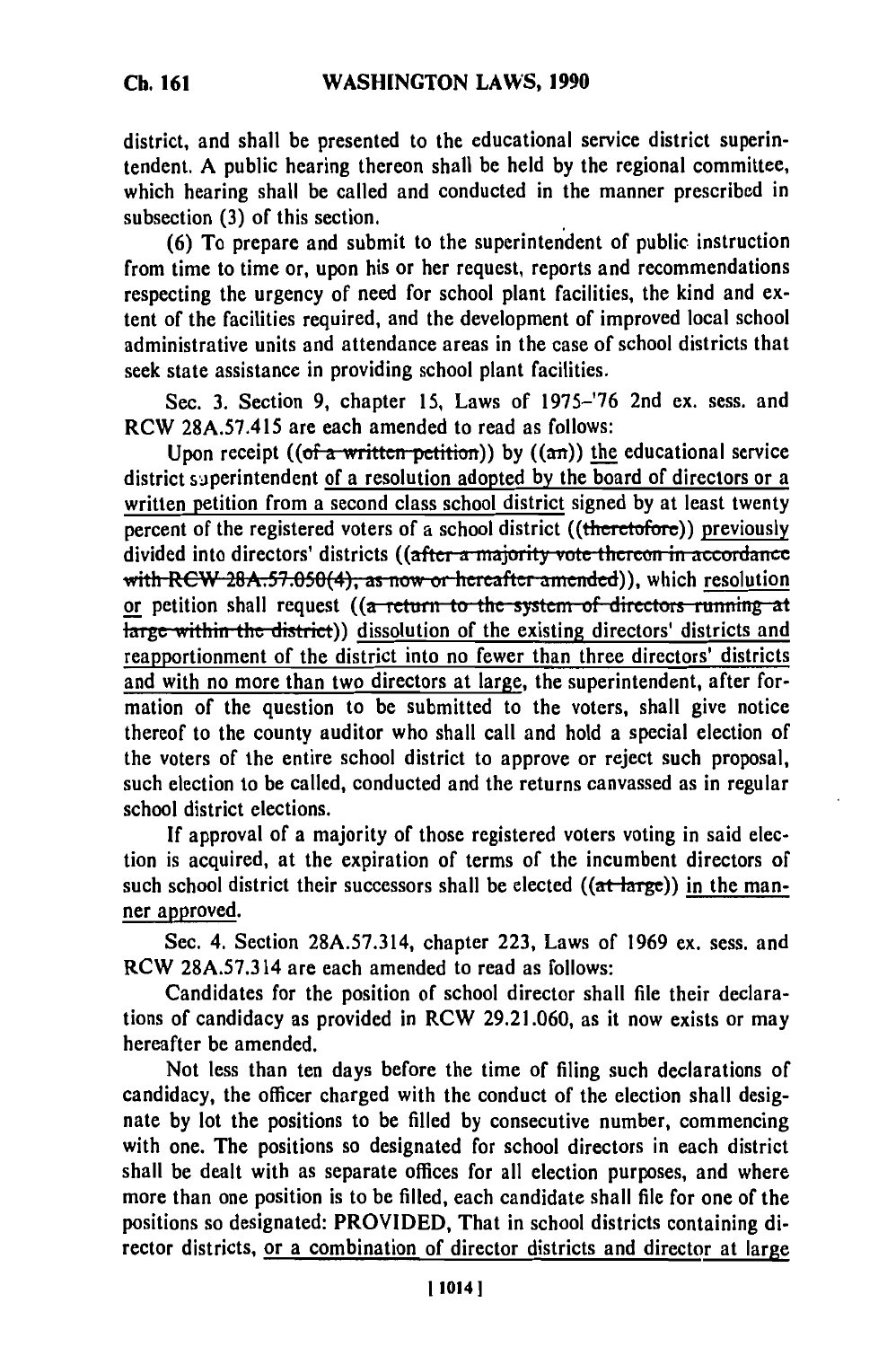district, and shall be presented to the educational service district superintendent. A public hearing thereon shall be held by the regional committee, which hearing shall be called and conducted in the manner prescribed in subsection (3) of this section.

(6) To prepare and submit to the superintendent of public instruction from time to time or, upon his or her request, reports and recommendations respecting the urgency of need for school plant facilities, the kind and extent of the facilities required, and the development of improved local school administrative units and attendance areas in the case of school districts that seek state assistance in providing school plant facilities.

Sec. 3. Section 9, chapter 15, Laws of 1975–'76 2nd ex. sess. and RCW 28A.57.415 are each amended to read as follows:

Upon receipt ((~~of a written petition~~)) by ((~~an~~)) the educational service district superintendent of a resolution adopted by the board of directors or a written petition from a second class school district signed by at least twenty percent of the registered voters of a school district ((~~theretofore~~)) previously divided into directors' districts ((~~after a majority vote thereon in accordance with RCW 28A.57.050(4), as now or hereafter amended~~)), which resolution or petition shall request ((~~a return to the system of directors running at large within the district~~)) dissolution of the existing directors' districts and reapportionment of the district into no fewer than three directors' districts and with no more than two directors at large, the superintendent, after formation of the question to be submitted to the voters, shall give notice thereof to the county auditor who shall call and hold a special election of the voters of the entire school district to approve or reject such proposal, such election to be called, conducted and the returns canvassed as in regular school district elections.

If approval of a majority of those registered voters voting in said election is acquired, at the expiration of terms of the incumbent directors of such school district their successors shall be elected ((~~at large~~)) in the manner approved.

Sec. 4. Section 28A.57.314, chapter 223, Laws of 1969 ex. sess. and RCW 28A.57.314 are each amended to read as follows:

Candidates for the position of school director shall file their declarations of candidacy as provided in RCW 29.21.060, as it now exists or may hereafter be amended.

Not less than ten days before the time of filing such declarations of candidacy, the officer charged with the conduct of the election shall designate by lot the positions to be filled by consecutive number, commencing with one. The positions so designated for school directors in each district shall be dealt with as separate offices for all election purposes, and where more than one position is to be filled, each candidate shall file for one of the positions so designated: PROVIDED, That in school districts containing director districts, or a combination of director districts and director at large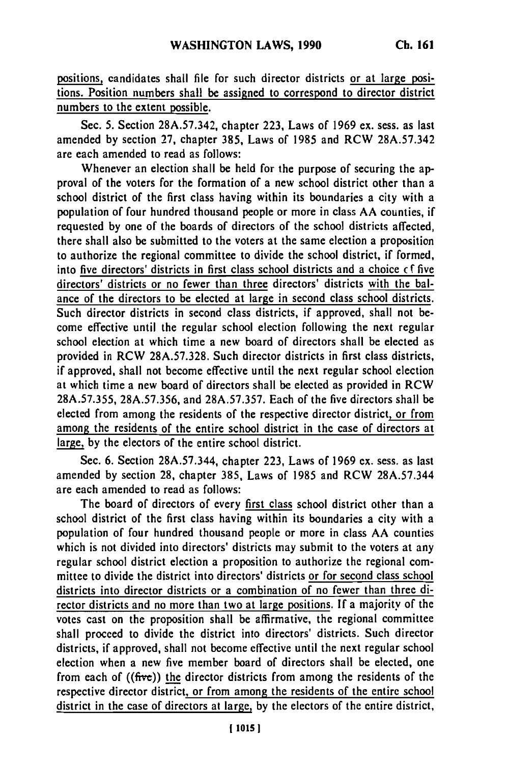positions, candidates shall file for such director districts or at large positions. Position numbers shall be assigned to correspond to director district numbers to the extent possible.

Sec. 5. Section 28A.57.342, chapter 223, Laws of 1969 ex. sess. as last amended by section 27, chapter 385, Laws of 1985 and RCW 28A.57.342 are each amended to read as follows:

Whenever an election shall be held for the purpose of securing the approval of the voters for the formation of a new school district other than a school district of the first class having within its boundaries a city with a population of four hundred thousand people or more in class AA counties, if requested by one of the boards of directors of the school districts affected, there shall also be submitted to the voters at the same election a proposition to authorize the regional committee to divide the school district, if formed, into five directors' districts in first class school districts and a choice of five directors' districts or no fewer than three directors' districts with the balance of the directors to be elected at large in second class school districts. Such director districts in second class districts, if approved, shall not become effective until the regular school election following the next regular school election at which time a new board of directors shall be elected as provided in RCW 28A.57.328. Such director districts in first class districts, if approved, shall not become effective until the next regular school election at which time a new board of directors shall be elected as provided in RCW 28A.57.355, 28A.57.356, and 28A.57.357. Each of the five directors shall be elected from among the residents of the respective director district, or from among the residents of the entire school district in the case of directors at large, by the electors of the entire school district.

Sec. 6. Section 28A.57.344, chapter 223, Laws of 1969 ex. sess. as last amended by section 28, chapter 385, Laws of 1985 and RCW 28A.57.344 are each amended to read as follows:

The board of directors of every first class school district other than a school district of the first class having within its boundaries a city with a population of four hundred thousand people or more in class AA counties which is not divided into directors' districts may submit to the voters at any regular school district election a proposition to authorize the regional committee to divide the district into directors' districts or for second class school districts into director districts or a combination of no fewer than three director districts and no more than two at large positions. If a majority of the votes cast on the proposition shall be affirmative, the regional committee shall proceed to divide the district into directors' districts. Such director districts, if approved, shall not become effective until the next regular school election when a new five member board of directors shall be elected, one from each of ((five)) the director districts from among the residents of the respective director district, or from among the residents of the entire school district in the case of directors at large, by the electors of the entire district,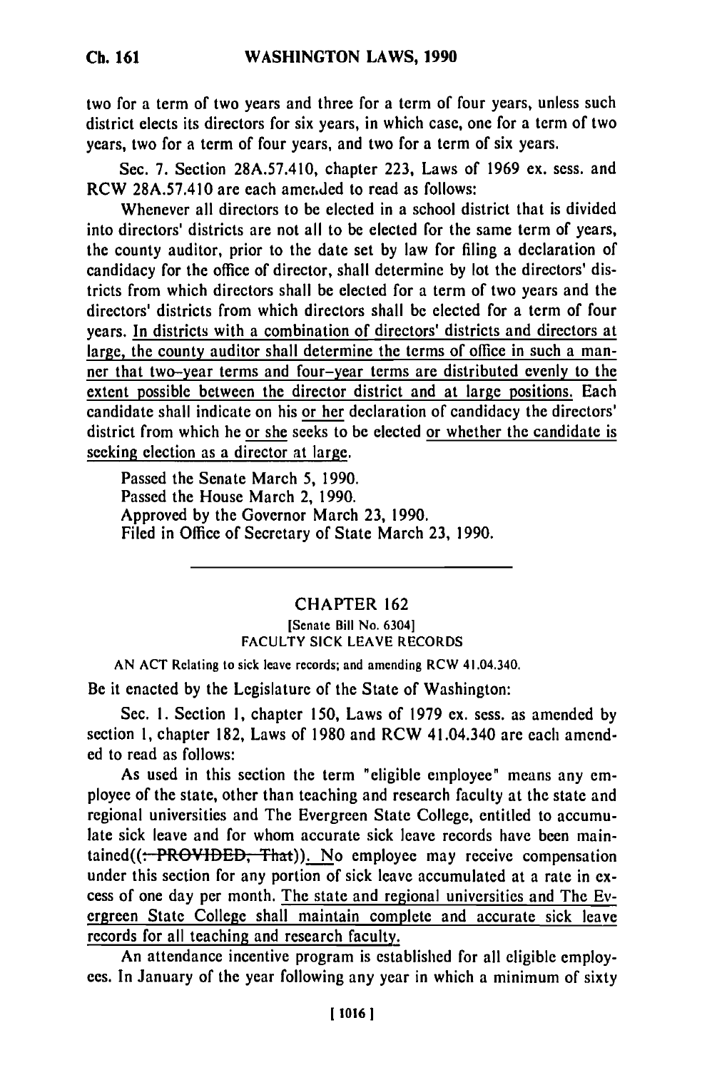two for a term of two years and three for a term of four years, unless such district elects its directors for six years, in which case, one for a term of two years, two for a term of four years, and two for a term of six years.

Sec. 7. Section 28A.57.410, chapter 223, Laws of 1969 ex. sess. and RCW 28A.57.410 are each amended to read as follows:

Whenever all directors to be elected in a school district that is divided into directors' districts are not all to be elected for the same term of years, the county auditor, prior to the date set by law for filing a declaration of candidacy for the office of director, shall determine by lot the directors' districts from which directors shall be elected for a term of two years and the directors' districts from which directors shall be elected for a term of four years. In districts with a combination of directors' districts and directors at large, the county auditor shall determine the terms of office in such a manner that two-year terms and four-year terms are distributed evenly to the extent possible between the director district and at large positions. Each candidate shall indicate on his or her declaration of candidacy the directors' district from which he or she seeks to be elected or whether the candidate is seeking election as a director at large.

Passed the Senate March 5, 1990.
Passed the House March 2, 1990.
Approved by the Governor March 23, 1990.
Filed in Office of Secretary of State March 23, 1990.

---

## CHAPTER 162

[Senate Bill No. 6304]

FACULTY SICK LEAVE RECORDS

AN ACT Relating to sick leave records; and amending RCW 41.04.340.

Be it enacted by the Legislature of the State of Washington:

Sec. 1. Section 1, chapter 150, Laws of 1979 ex. sess. as amended by section 1, chapter 182, Laws of 1980 and RCW 41.04.340 are each amended to read as follows:

As used in this section the term "eligible employee" means any employee of the state, other than teaching and research faculty at the state and regional universities and The Evergreen State College, entitled to accumulate sick leave and for whom accurate sick leave records have been maintained((: PROVIDED, That)). No employee may receive compensation under this section for any portion of sick leave accumulated at a rate in excess of one day per month. The state and regional universities and The Evergreen State College shall maintain complete and accurate sick leave records for all teaching and research faculty.

An attendance incentive program is established for all eligible employees. In January of the year following any year in which a minimum of sixty